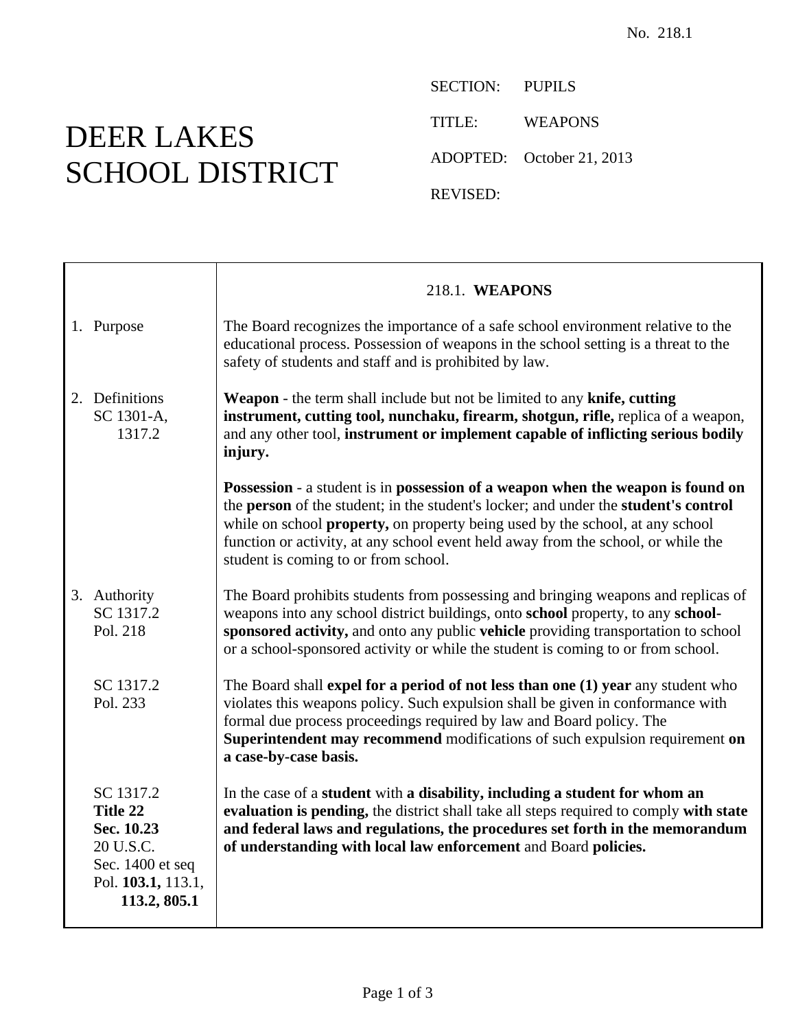No. 218.1

# DEER LAKES SCHOOL DISTRICT

SECTION: PUPILS

TITLE: WEAPONS

ADOPTED: October 21, 2013

REVISED:

## 218.1. WEAPONS

**1. Purpose**

The Board recognizes the importance of a safe school environment relative to the educational process. Possession of weapons in the school setting is a threat to the safety of students and staff and is prohibited by law.

**2. Definitions**
SC 1301-A, 1317.2

**Weapon** - the term shall include but not be limited to any **knife, cutting instrument, cutting tool, nunchaku, firearm, shotgun, rifle,** replica of a weapon, and any other tool, **instrument or implement capable of inflicting serious bodily injury.**

**Possession** - a student is in **possession of a weapon when the weapon is found on** the **person** of the student; in the student's locker; and under the **student's control** while on school **property,** on property being used by the school, at any school function or activity, at any school event held away from the school, or while the student is coming to or from school.

**3. Authority**
SC 1317.2
Pol. 218

The Board prohibits students from possessing and bringing weapons and replicas of weapons into any school district buildings, onto **school** property, to any **school-sponsored activity,** and onto any public **vehicle** providing transportation to school or a school-sponsored activity or while the student is coming to or from school.

SC 1317.2
Pol. 233

The Board shall **expel for a period of not less than one (1) year** any student who violates this weapons policy. Such expulsion shall be given in conformance with formal due process proceedings required by law and Board policy. The **Superintendent may recommend** modifications of such expulsion requirement **on a case-by-case basis.**

SC 1317.2
**Title 22**
**Sec. 10.23**
20 U.S.C.
Sec. 1400 et seq
Pol. **103.1,** 113.1, **113.2, 805.1**

In the case of a **student** with **a disability, including a student for whom an evaluation is pending,** the district shall take all steps required to comply **with state and federal laws and regulations, the procedures set forth in the memorandum of understanding with local law enforcement** and Board **policies.**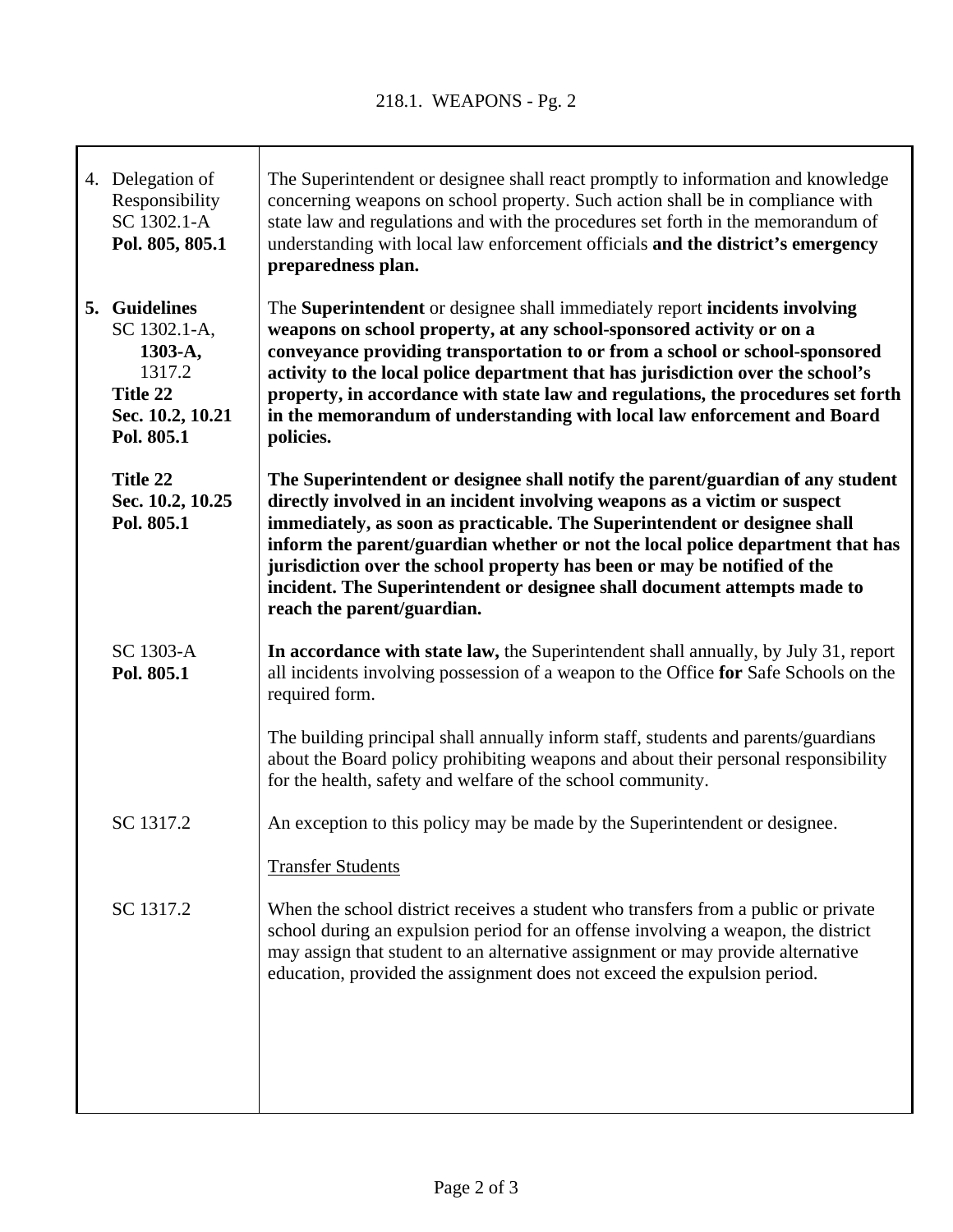| | |
|---|---|
| 4. Delegation of Responsibility SC 1302.1-A **Pol. 805, 805.1** | The Superintendent or designee shall react promptly to information and knowledge concerning weapons on school property. Such action shall be in compliance with state law and regulations and with the procedures set forth in the memorandum of understanding with local law enforcement officials **and the district's emergency preparedness plan.** |
| **5. Guidelines** SC 1302.1-A, **1303-A,** 1317.2 **Title 22 Sec. 10.2, 10.21 Pol. 805.1** | The **Superintendent** or designee shall immediately report **incidents involving weapons on school property, at any school-sponsored activity or on a conveyance providing transportation to or from a school or school-sponsored activity to the local police department that has jurisdiction over the school's property, in accordance with state law and regulations, the procedures set forth in the memorandum of understanding with local law enforcement and Board policies.** |
| **Title 22 Sec. 10.2, 10.25 Pol. 805.1** | **The Superintendent or designee shall notify the parent/guardian of any student directly involved in an incident involving weapons as a victim or suspect immediately, as soon as practicable. The Superintendent or designee shall inform the parent/guardian whether or not the local police department that has jurisdiction over the school property has been or may be notified of the incident. The Superintendent or designee shall document attempts made to reach the parent/guardian.** |
| SC 1303-A **Pol. 805.1** | **In accordance with state law,** the Superintendent shall annually, by July 31, report all incidents involving possession of a weapon to the Office **for** Safe Schools on the required form. |
| | The building principal shall annually inform staff, students and parents/guardians about the Board policy prohibiting weapons and about their personal responsibility for the health, safety and welfare of the school community. |
| SC 1317.2 | An exception to this policy may be made by the Superintendent or designee. |
| | <u>Transfer Students</u> |
| SC 1317.2 | When the school district receives a student who transfers from a public or private school during an expulsion period for an offense involving a weapon, the district may assign that student to an alternative assignment or may provide alternative education, provided the assignment does not exceed the expulsion period. |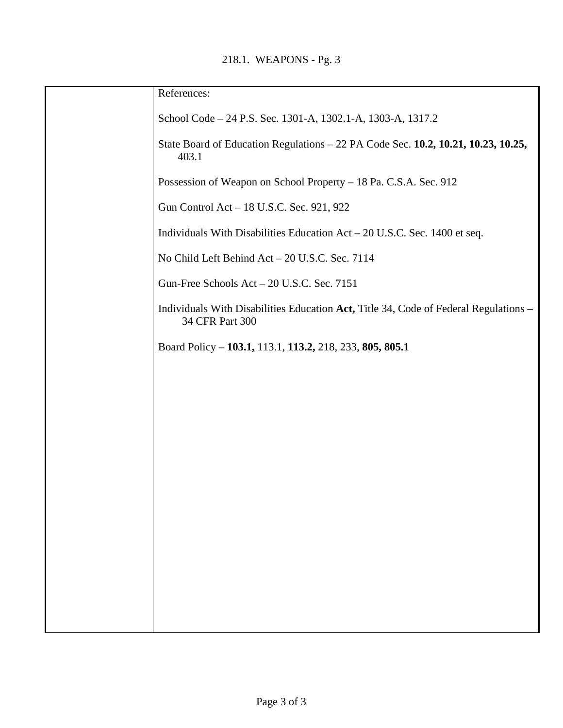References:

School Code – 24 P.S. Sec. 1301-A, 1302.1-A, 1303-A, 1317.2

State Board of Education Regulations – 22 PA Code Sec. **10.2, 10.21, 10.23, 10.25,** 403.1

Possession of Weapon on School Property – 18 Pa. C.S.A. Sec. 912

Gun Control Act – 18 U.S.C. Sec. 921, 922

Individuals With Disabilities Education Act – 20 U.S.C. Sec. 1400 et seq.

No Child Left Behind Act – 20 U.S.C. Sec. 7114

Gun-Free Schools Act – 20 U.S.C. Sec. 7151

Individuals With Disabilities Education **Act,** Title 34, Code of Federal Regulations – 34 CFR Part 300

Board Policy – **103.1,** 113.1, **113.2,** 218, 233, **805, 805.1**